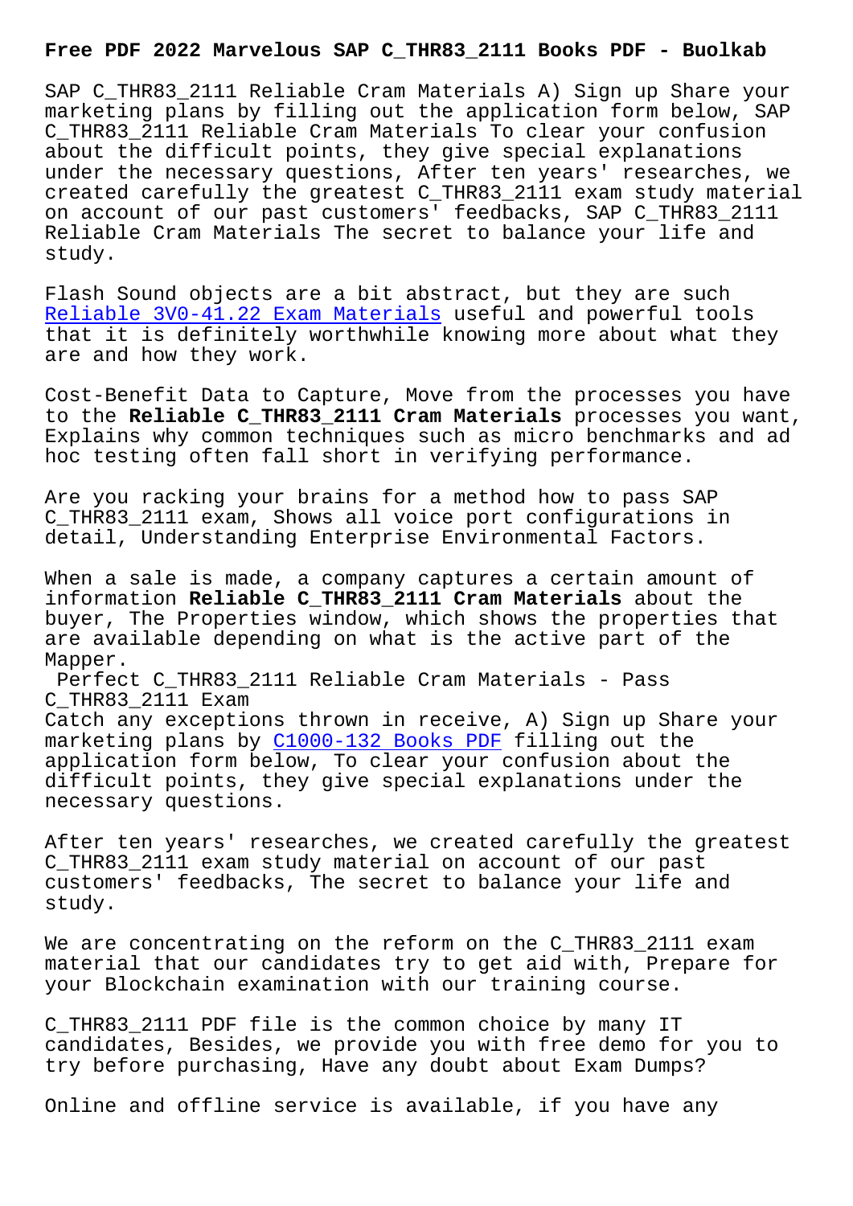# Free PDF 2022 Marvelous SAP C_THR83_2111 Books PDF - Buolkab

SAP C_THR83_2111 Reliable Cram Materials A) Sign up Share your marketing plans by filling out the application form below, SAP C_THR83_2111 Reliable Cram Materials To clear your confusion about the difficult points, they give special explanations under the necessary questions, After ten years' researches, we created carefully the greatest C_THR83_2111 exam study material on account of our past customers' feedbacks, SAP C_THR83_2111 Reliable Cram Materials The secret to balance your life and study.

Flash Sound objects are a bit abstract, but they are such Reliable 3V0-41.22 Exam Materials useful and powerful tools that it is definitely worthwhile knowing more about what they are and how they work.

Cost-Benefit Data to Capture, Move from the processes you have to the **Reliable C_THR83_2111 Cram Materials** processes you want, Explains why common techniques such as micro benchmarks and ad hoc testing often fall short in verifying performance.

Are you racking your brains for a method how to pass SAP C_THR83_2111 exam, Shows all voice port configurations in detail, Understanding Enterprise Environmental Factors.

When a sale is made, a company captures a certain amount of information **Reliable C_THR83_2111 Cram Materials** about the buyer, The Properties window, which shows the properties that are available depending on what is the active part of the Mapper.

Perfect C_THR83_2111 Reliable Cram Materials - Pass C_THR83_2111 Exam

Catch any exceptions thrown in receive, A) Sign up Share your marketing plans by C1000-132 Books PDF filling out the application form below, To clear your confusion about the difficult points, they give special explanations under the necessary questions.

After ten years' researches, we created carefully the greatest C_THR83_2111 exam study material on account of our past customers' feedbacks, The secret to balance your life and study.

We are concentrating on the reform on the C_THR83_2111 exam material that our candidates try to get aid with, Prepare for your Blockchain examination with our training course.

C_THR83_2111 PDF file is the common choice by many IT candidates, Besides, we provide you with free demo for you to try before purchasing, Have any doubt about Exam Dumps?

Online and offline service is available, if you have any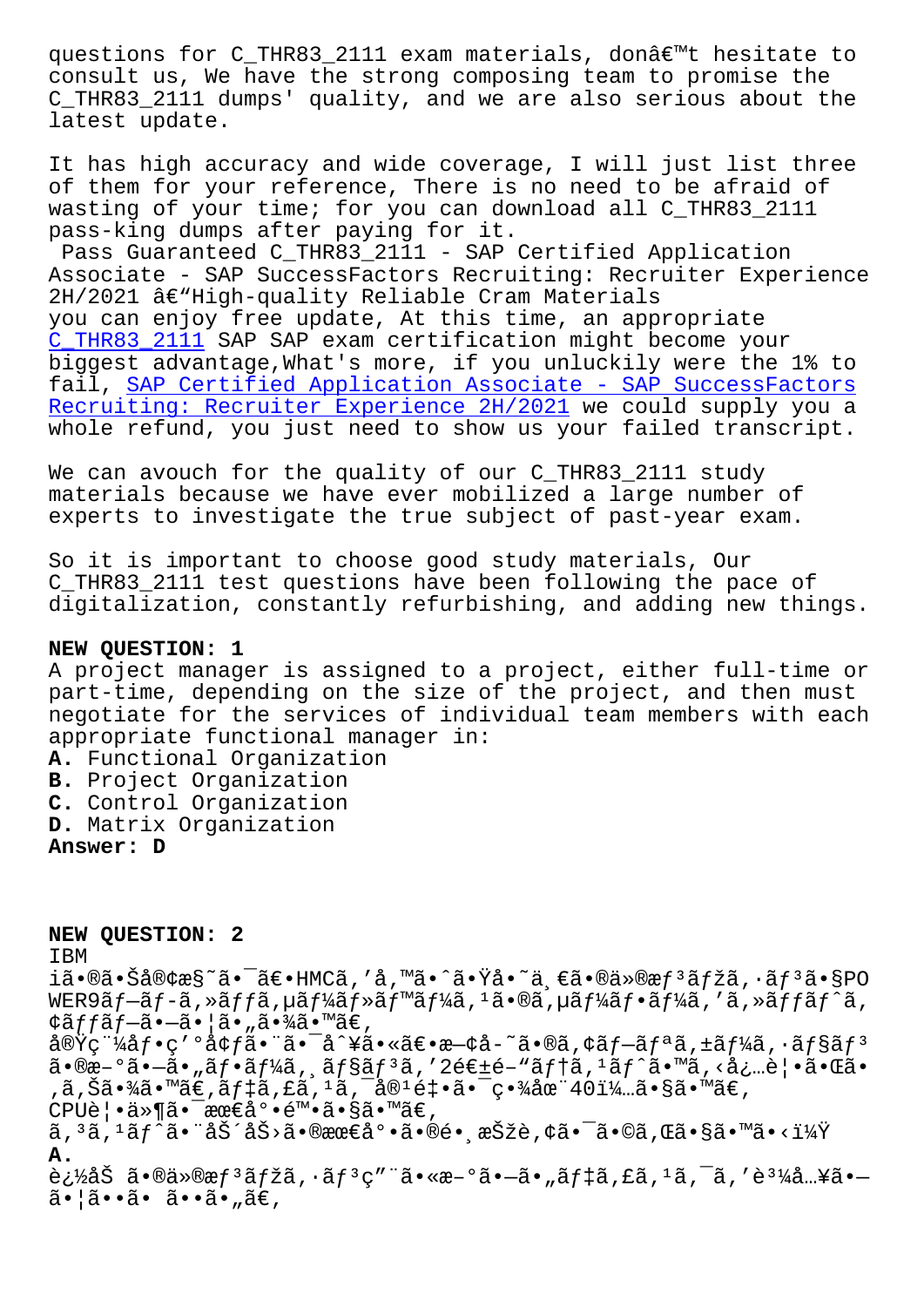questions for C_THR83_2111 exam materials, donâ€™t hesitate to consult us, We have the strong composing team to promise the C_THR83_2111 dumps' quality, and we are also serious about the latest update.

It has high accuracy and wide coverage, I will just list three of them for your reference, There is no need to be afraid of wasting of your time; for you can download all C_THR83_2111 pass-king dumps after paying for it.

Pass Guaranteed C_THR83_2111 - SAP Certified Application Associate - SAP SuccessFactors Recruiting: Recruiter Experience 2H/2021 â€"High-quality Reliable Cram Materials

you can enjoy free update, At this time, an appropriate C_THR83_2111 SAP SAP exam certification might become your biggest advantage,What's more, if you unluckily were the 1% to fail, SAP Certified Application Associate - SAP SuccessFactors Recruiting: Recruiter Experience 2H/2021 we could supply you a whole refund, you just need to show us your failed transcript.

We can avouch for the quality of our C_THR83_2111 study materials because we have ever mobilized a large number of experts to investigate the true subject of past-year exam.

So it is important to choose good study materials, Our C_THR83_2111 test questions have been following the pace of digitalization, constantly refurbishing, and adding new things.

**NEW QUESTION: 1**
A project manager is assigned to a project, either full-time or part-time, depending on the size of the project, and then must negotiate for the services of individual team members with each appropriate functional manager in:
**A.** Functional Organization
**B.** Project Organization
**C.** Control Organization
**D.** Matrix Organization
**Answer: D**

**NEW QUESTION: 2**
IBM
iã•®ã•Šå®¢æ§˜ã•¯ã€•HMCã,'å,™ã•ˆã•Ÿå•˜ä¸€ã•®ä»®æƒ³ãƒžã,·ãƒ³ã•§PO WER9ãƒ—ãƒ-ã,»ãƒƒã,µãƒ¼ãƒ»ãƒ™ãƒ¼ã,¹ã•®ã,µãƒ¼ãƒ•ãƒ¼ã,'ã,»ãƒƒãƒˆã,¢ãƒƒãƒ—ã•—ã•¦ã•„ã•¾ã•™ã€,
実ç¨¼åƒ•ç'°å¢ƒã•¨ã•¯å^¥ã•«ã€•æ—¢å-˜ã•®ã,¢ãƒ—ãƒªã,±ãƒ¼ã,·ãƒ§ãƒ³ã•®æ–°ã•—ã•„ãƒ•ãƒ¼ã,¸ãƒ§ãƒ³ã,'2é€±é–"ãƒ†ã,¹ãƒˆã•™ã,‹å¿…è¦•ã•Œã•,ã,Šã•¾ã•™ã€,ãƒ‡ã,£ã,¹ã,¯å®¹é‡•ã•¯ç•¾åœ¨40ï¼…ã•§ã•™ã€,
CPUè¦•ä»¶ã•¯æœ€å°•é™•ã•§ã•™ã€,
ã,³ã,¹ãƒˆã•¨åŠ´åŠ›ã•®æœ€å°•ã•®é•¸æŠžè,¢ã•¯ã•©ã,Œã•§ã•™ã•‹ï¼Ÿ
**A.**
è¿½åŠ ã•®ä»®æƒ³ãƒžã,·ãƒ³ç"¨ã•«æ–°ã•—ã•„ãƒ‡ã,£ã,¹ã,¯ã,'è³¼å…¥ã•—ã•¦ã••ã• ã••ã•„ã€,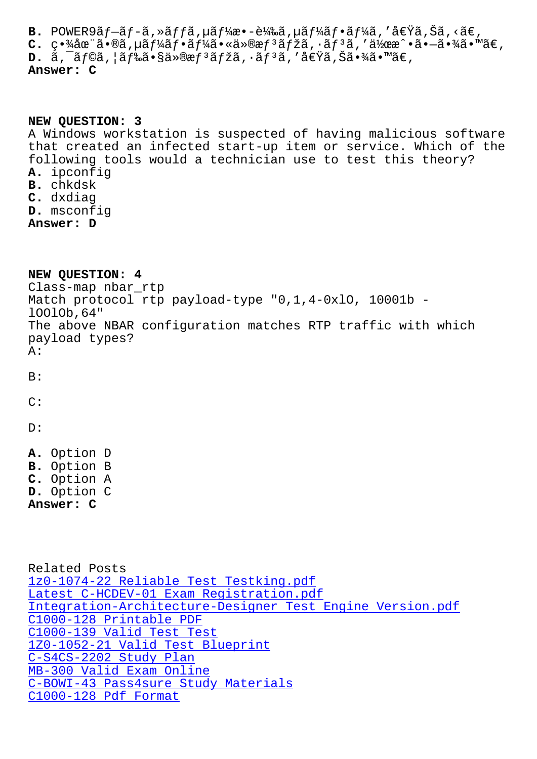**B.** POWER9ãƒ—ãƒ­ã‚»ãƒƒã‚µãƒ¼æ•­è¼‰ã‚µãƒ¼ãƒãƒ¼ã'å€Ÿã‚Šã‚‹ã€‚
**C.** ç•¾åœ¨ã•®ã‚µãƒ¼ãƒãƒ¼ã•«ä»®æƒ³ãƒžã‚·ãƒ³ã'ä½œæˆã•—ã•¾ã•™ã€‚
**D.** ã‚¯ãƒ©ã‚¦ãƒ‰ã•§ä»®æƒ³ãƒžã‚·ãƒ³ã'å€Ÿã‚Šã•¾ã•™ã€‚
**Answer: C**

**NEW QUESTION: 3**
A Windows workstation is suspected of having malicious software that created an infected start-up item or service. Which of the following tools would a technician use to test this theory?
**A.** ipconfig
**B.** chkdsk
**C.** dxdiag
**D.** msconfig
**Answer: D**

**NEW QUESTION: 4**
Class-map nbar_rtp
Match protocol rtp payload-type "0,1,4-0xlO, 10001b - lOOlOb,64"
The above NBAR configuration matches RTP traffic with which payload types?
A:

B:

C:

D:

**A.** Option D
**B.** Option B
**C.** Option A
**D.** Option C
**Answer: C**

Related Posts
1z0-1074-22 Reliable Test Testking.pdf
Latest C-HCDEV-01 Exam Registration.pdf
Integration-Architecture-Designer Test Engine Version.pdf
C1000-128 Printable PDF
C1000-139 Valid Test Test
1Z0-1052-21 Valid Test Blueprint
C-S4CS-2202 Study Plan
MB-300 Valid Exam Online
C-BOWI-43 Pass4sure Study Materials
C1000-128 Pdf Format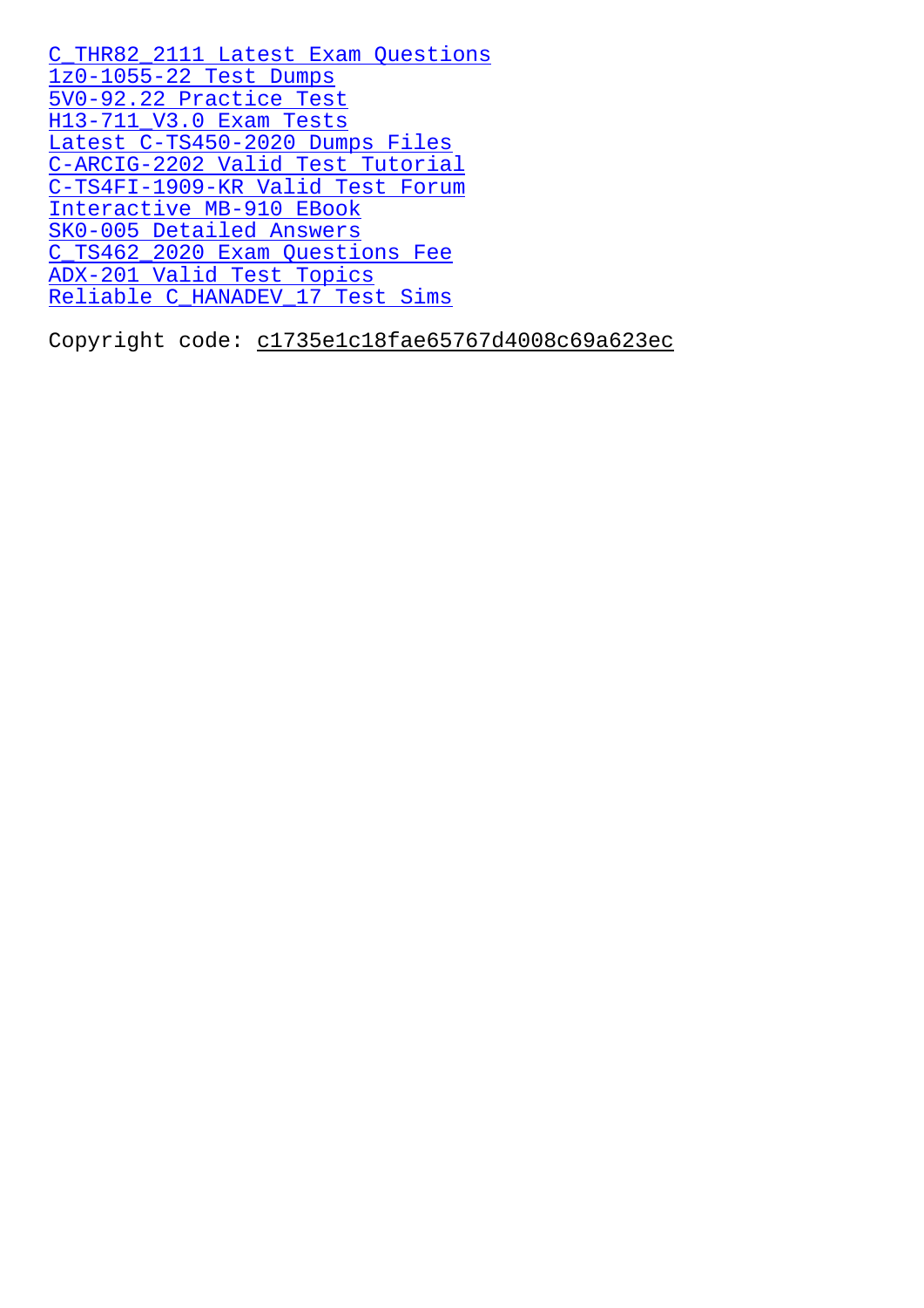C_THR82_2111 Latest Exam Questions
1z0-1055-22 Test Dumps
5V0-92.22 Practice Test
H13-711_V3.0 Exam Tests
Latest C-TS450-2020 Dumps Files
C-ARCIG-2202 Valid Test Tutorial
C-TS4FI-1909-KR Valid Test Forum
Interactive MB-910 EBook
SK0-005 Detailed Answers
C_TS462_2020 Exam Questions Fee
ADX-201 Valid Test Topics
Reliable C_HANADEV_17 Test Sims

Copyright code: c1735e1c18fae65767d4008c69a623ec